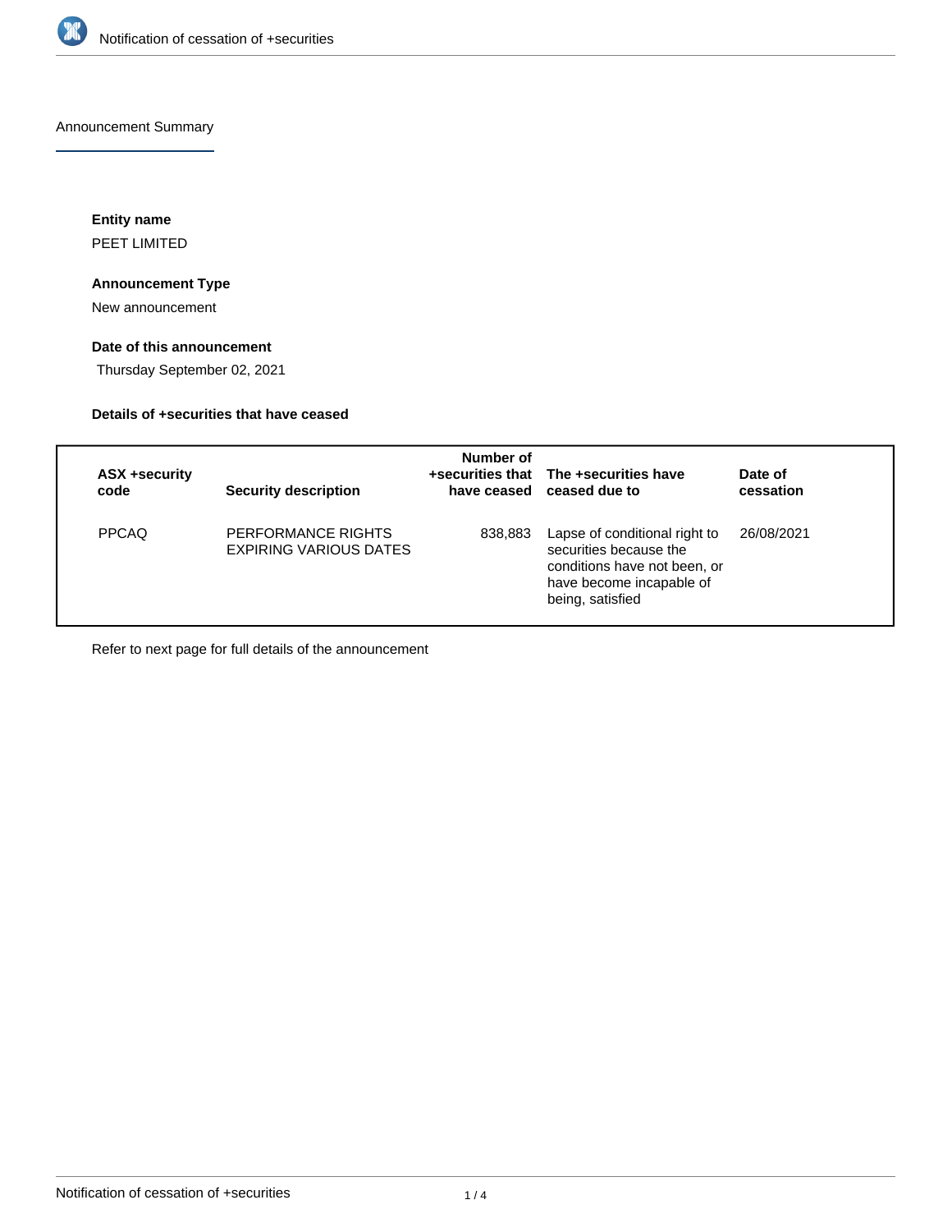# Notification of cessation of +securities

## Announcement Summary

**Entity name**

PEET LIMITED

**Announcement Type**

New announcement

**Date of this announcement**

Thursday September 02, 2021

**Details of +securities that have ceased**

| ASX +security code | Security description | Number of +securities that have ceased | The +securities have ceased due to | Date of cessation |
| --- | --- | --- | --- | --- |
| PPCAQ | PERFORMANCE RIGHTS EXPIRING VARIOUS DATES | 838,883 | Lapse of conditional right to securities because the conditions have not been, or have become incapable of being, satisfied | 26/08/2021 |

Refer to next page for full details of the announcement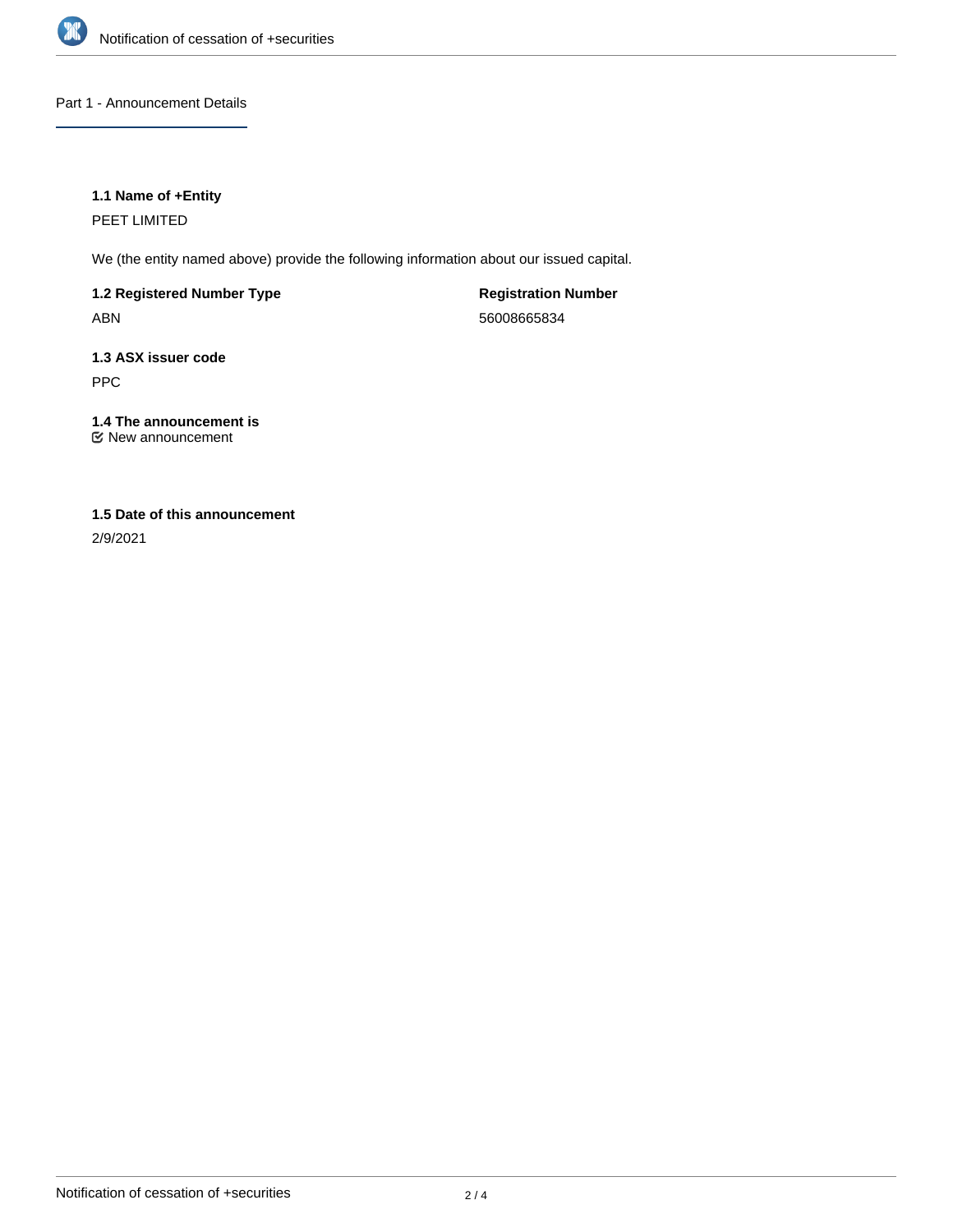## Part 1 - Announcement Details

### 1.1 Name of +Entity

PEET LIMITED

We (the entity named above) provide the following information about our issued capital.

**1.2 Registered Number Type**

ABN

**Registration Number**

56008665834

**1.3 ASX issuer code**

PPC

**1.4 The announcement is**

☑ New announcement

**1.5 Date of this announcement**

2/9/2021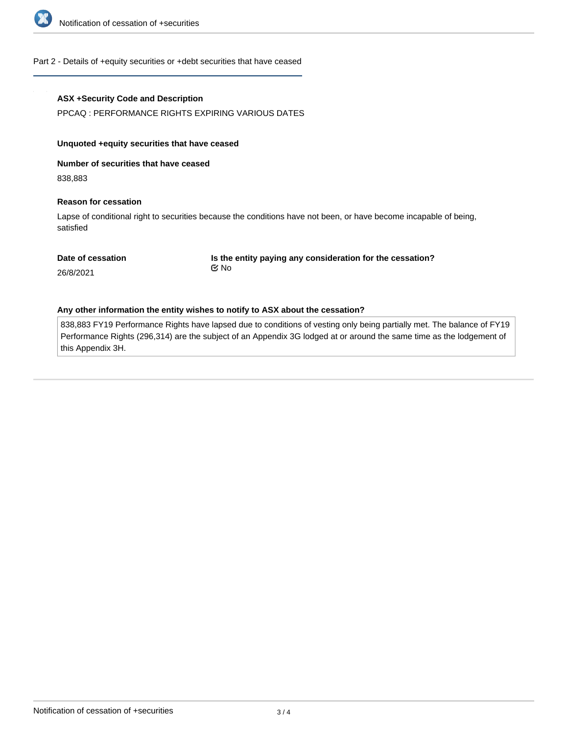## Part 2 - Details of +equity securities or +debt securities that have ceased

**ASX +Security Code and Description**

PPCAQ : PERFORMANCE RIGHTS EXPIRING VARIOUS DATES

**Unquoted +equity securities that have ceased**

**Number of securities that have ceased**

838,883

**Reason for cessation**

Lapse of conditional right to securities because the conditions have not been, or have become incapable of being, satisfied

**Date of cessation**

26/8/2021

**Is the entity paying any consideration for the cessation?**

No

**Any other information the entity wishes to notify to ASX about the cessation?**

838,883 FY19 Performance Rights have lapsed due to conditions of vesting only being partially met. The balance of FY19 Performance Rights (296,314) are the subject of an Appendix 3G lodged at or around the same time as the lodgement of this Appendix 3H.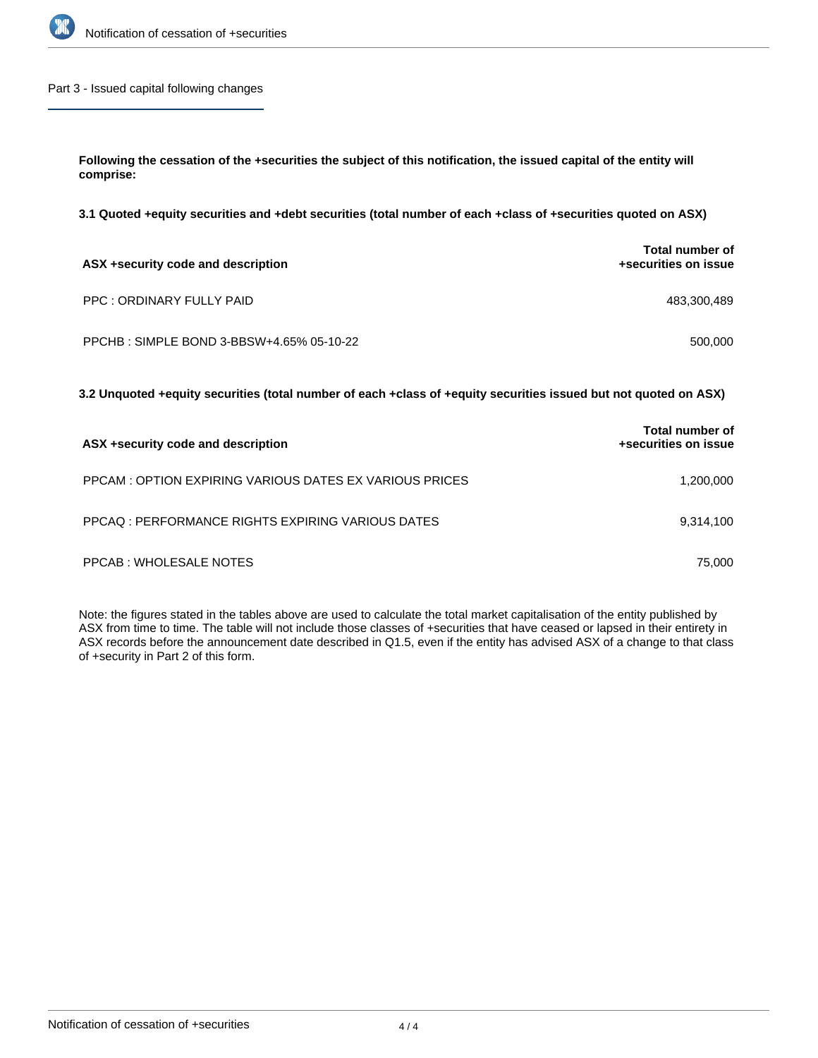## Part 3 - Issued capital following changes

**Following the cessation of the +securities the subject of this notification, the issued capital of the entity will comprise:**

**3.1 Quoted +equity securities and +debt securities (total number of each +class of +securities quoted on ASX)**

| ASX +security code and description | Total number of +securities on issue |
|---|---|
| PPC : ORDINARY FULLY PAID | 483,300,489 |
| PPCHB : SIMPLE BOND 3-BBSW+4.65% 05-10-22 | 500,000 |

**3.2 Unquoted +equity securities (total number of each +class of +equity securities issued but not quoted on ASX)**

| ASX +security code and description | Total number of +securities on issue |
|---|---|
| PPCAM : OPTION EXPIRING VARIOUS DATES EX VARIOUS PRICES | 1,200,000 |
| PPCAQ : PERFORMANCE RIGHTS EXPIRING VARIOUS DATES | 9,314,100 |
| PPCAB : WHOLESALE NOTES | 75,000 |

Note: the figures stated in the tables above are used to calculate the total market capitalisation of the entity published by ASX from time to time. The table will not include those classes of +securities that have ceased or lapsed in their entirety in ASX records before the announcement date described in Q1.5, even if the entity has advised ASX of a change to that class of +security in Part 2 of this form.